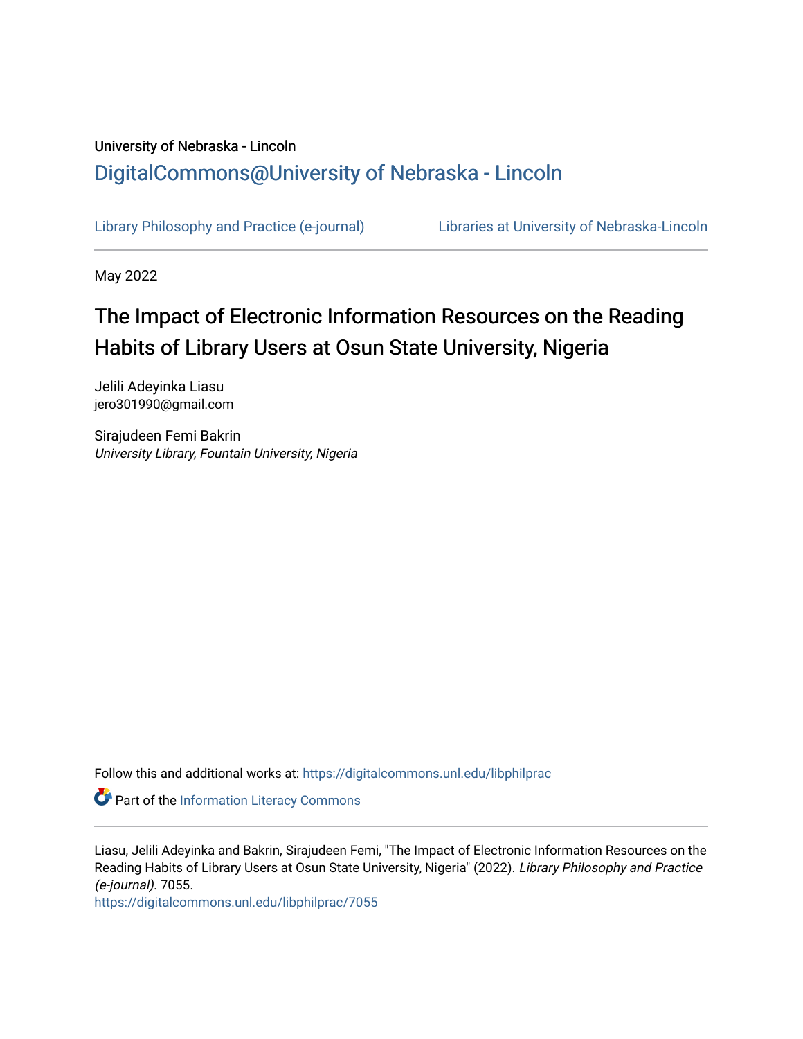University of Nebraska - Lincoln

## DigitalCommons@University of Nebraska - Lincoln

Library Philosophy and Practice (e-journal) | Libraries at University of Nebraska-Lincoln

May 2022

# The Impact of Electronic Information Resources on the Reading Habits of Library Users at Osun State University, Nigeria

Jelili Adeyinka Liasu
jero301990@gmail.com

Sirajudeen Femi Bakrin
*University Library, Fountain University, Nigeria*

Follow this and additional works at: https://digitalcommons.unl.edu/libphilprac

Part of the Information Literacy Commons

Liasu, Jelili Adeyinka and Bakrin, Sirajudeen Femi, "The Impact of Electronic Information Resources on the Reading Habits of Library Users at Osun State University, Nigeria" (2022). *Library Philosophy and Practice (e-journal)*. 7055.
https://digitalcommons.unl.edu/libphilprac/7055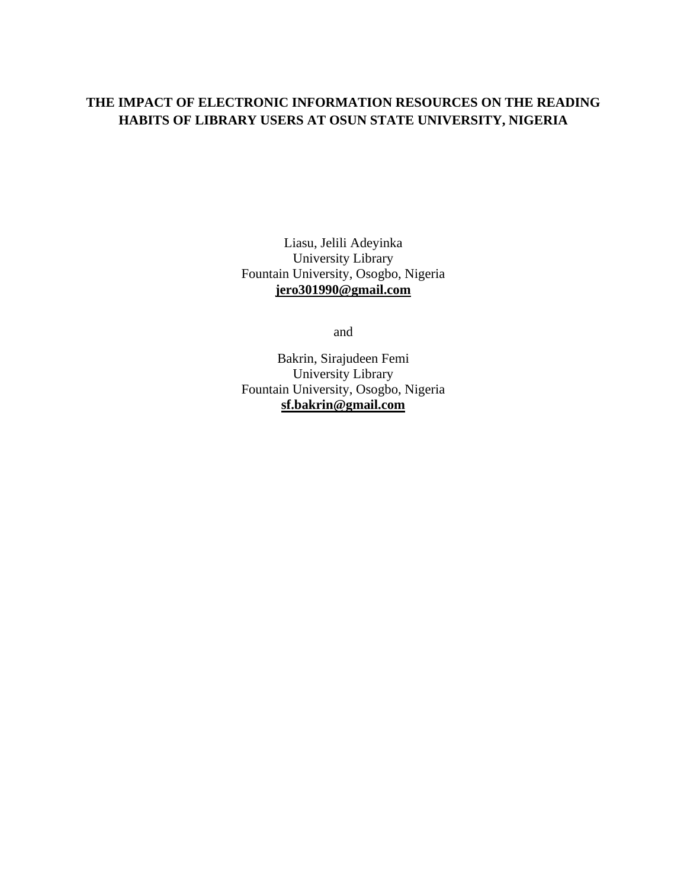# THE IMPACT OF ELECTRONIC INFORMATION RESOURCES ON THE READING HABITS OF LIBRARY USERS AT OSUN STATE UNIVERSITY, NIGERIA

Liasu, Jelili Adeyinka
University Library
Fountain University, Osogbo, Nigeria
**jero301990@gmail.com**

and

Bakrin, Sirajudeen Femi
University Library
Fountain University, Osogbo, Nigeria
**sf.bakrin@gmail.com**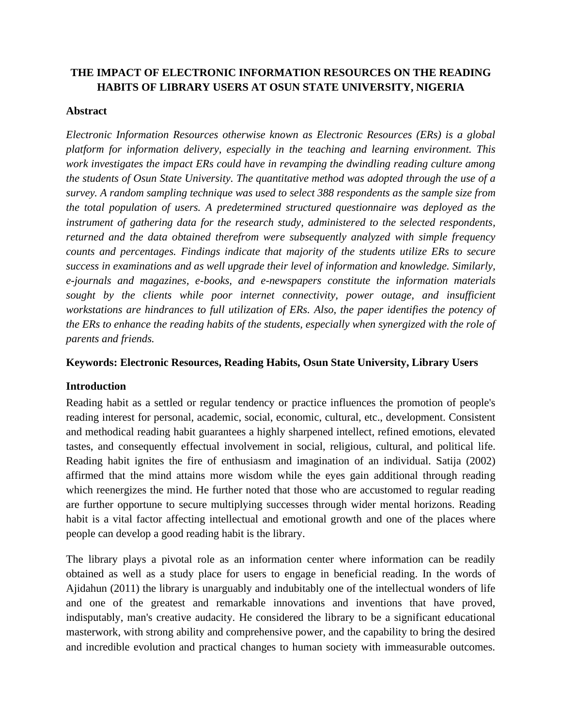# THE IMPACT OF ELECTRONIC INFORMATION RESOURCES ON THE READING HABITS OF LIBRARY USERS AT OSUN STATE UNIVERSITY, NIGERIA

## Abstract

*Electronic Information Resources otherwise known as Electronic Resources (ERs) is a global platform for information delivery, especially in the teaching and learning environment. This work investigates the impact ERs could have in revamping the dwindling reading culture among the students of Osun State University. The quantitative method was adopted through the use of a survey. A random sampling technique was used to select 388 respondents as the sample size from the total population of users. A predetermined structured questionnaire was deployed as the instrument of gathering data for the research study, administered to the selected respondents, returned and the data obtained therefrom were subsequently analyzed with simple frequency counts and percentages. Findings indicate that majority of the students utilize ERs to secure success in examinations and as well upgrade their level of information and knowledge. Similarly, e-journals and magazines, e-books, and e-newspapers constitute the information materials sought by the clients while poor internet connectivity, power outage, and insufficient workstations are hindrances to full utilization of ERs. Also, the paper identifies the potency of the ERs to enhance the reading habits of the students, especially when synergized with the role of parents and friends.*

**Keywords: Electronic Resources, Reading Habits, Osun State University, Library Users**

## Introduction

Reading habit as a settled or regular tendency or practice influences the promotion of people's reading interest for personal, academic, social, economic, cultural, etc., development. Consistent and methodical reading habit guarantees a highly sharpened intellect, refined emotions, elevated tastes, and consequently effectual involvement in social, religious, cultural, and political life. Reading habit ignites the fire of enthusiasm and imagination of an individual. Satija (2002) affirmed that the mind attains more wisdom while the eyes gain additional through reading which reenergizes the mind. He further noted that those who are accustomed to regular reading are further opportune to secure multiplying successes through wider mental horizons. Reading habit is a vital factor affecting intellectual and emotional growth and one of the places where people can develop a good reading habit is the library.

The library plays a pivotal role as an information center where information can be readily obtained as well as a study place for users to engage in beneficial reading. In the words of Ajidahun (2011) the library is unarguably and indubitably one of the intellectual wonders of life and one of the greatest and remarkable innovations and inventions that have proved, indisputably, man's creative audacity. He considered the library to be a significant educational masterwork, with strong ability and comprehensive power, and the capability to bring the desired and incredible evolution and practical changes to human society with immeasurable outcomes.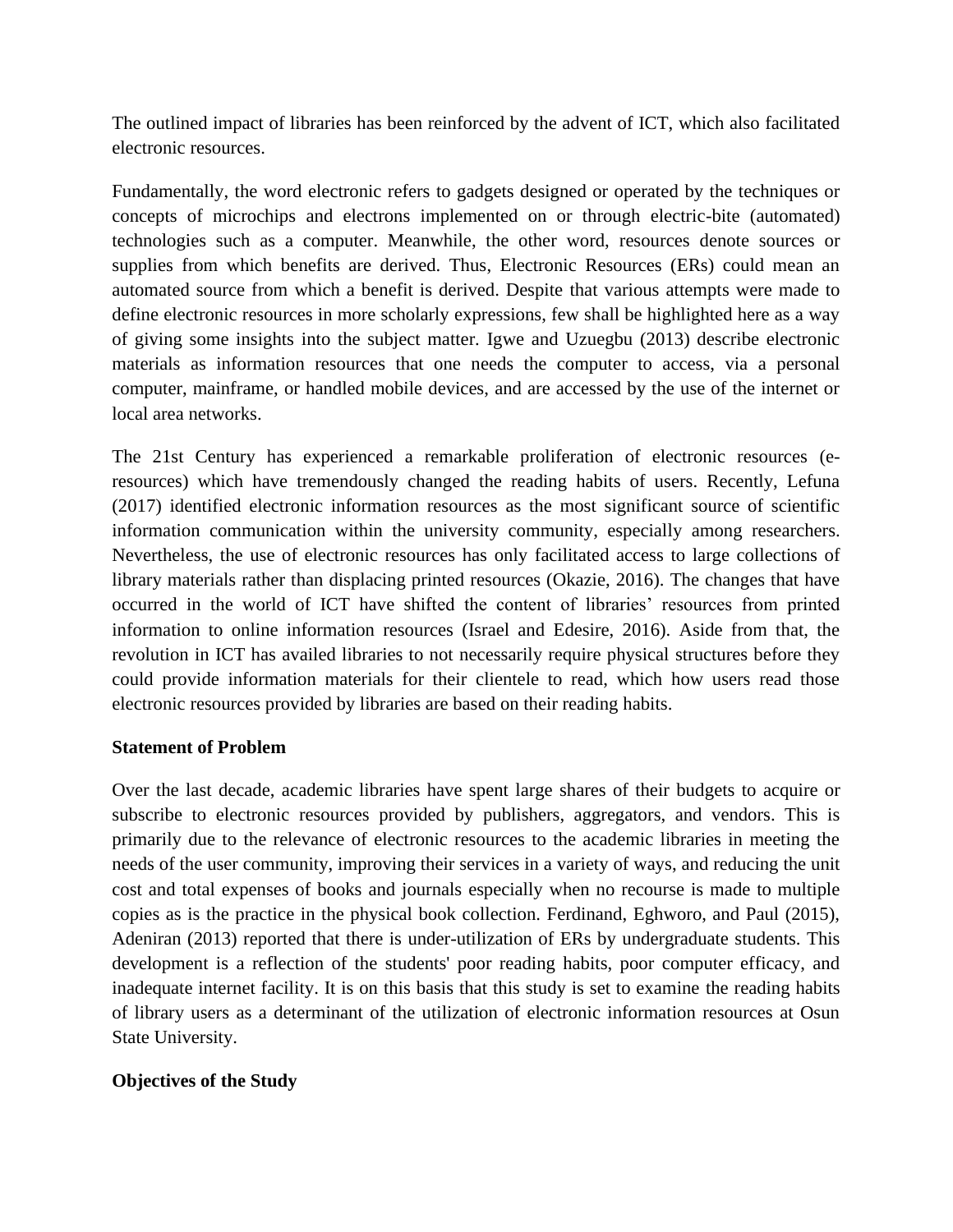The outlined impact of libraries has been reinforced by the advent of ICT, which also facilitated electronic resources.

Fundamentally, the word electronic refers to gadgets designed or operated by the techniques or concepts of microchips and electrons implemented on or through electric-bite (automated) technologies such as a computer. Meanwhile, the other word, resources denote sources or supplies from which benefits are derived. Thus, Electronic Resources (ERs) could mean an automated source from which a benefit is derived. Despite that various attempts were made to define electronic resources in more scholarly expressions, few shall be highlighted here as a way of giving some insights into the subject matter. Igwe and Uzuegbu (2013) describe electronic materials as information resources that one needs the computer to access, via a personal computer, mainframe, or handled mobile devices, and are accessed by the use of the internet or local area networks.

The 21st Century has experienced a remarkable proliferation of electronic resources (e-resources) which have tremendously changed the reading habits of users. Recently, Lefuna (2017) identified electronic information resources as the most significant source of scientific information communication within the university community, especially among researchers. Nevertheless, the use of electronic resources has only facilitated access to large collections of library materials rather than displacing printed resources (Okazie, 2016). The changes that have occurred in the world of ICT have shifted the content of libraries' resources from printed information to online information resources (Israel and Edesire, 2016). Aside from that, the revolution in ICT has availed libraries to not necessarily require physical structures before they could provide information materials for their clientele to read, which how users read those electronic resources provided by libraries are based on their reading habits.

**Statement of Problem**

Over the last decade, academic libraries have spent large shares of their budgets to acquire or subscribe to electronic resources provided by publishers, aggregators, and vendors. This is primarily due to the relevance of electronic resources to the academic libraries in meeting the needs of the user community, improving their services in a variety of ways, and reducing the unit cost and total expenses of books and journals especially when no recourse is made to multiple copies as is the practice in the physical book collection. Ferdinand, Eghworo, and Paul (2015), Adeniran (2013) reported that there is under-utilization of ERs by undergraduate students. This development is a reflection of the students' poor reading habits, poor computer efficacy, and inadequate internet facility. It is on this basis that this study is set to examine the reading habits of library users as a determinant of the utilization of electronic information resources at Osun State University.

**Objectives of the Study**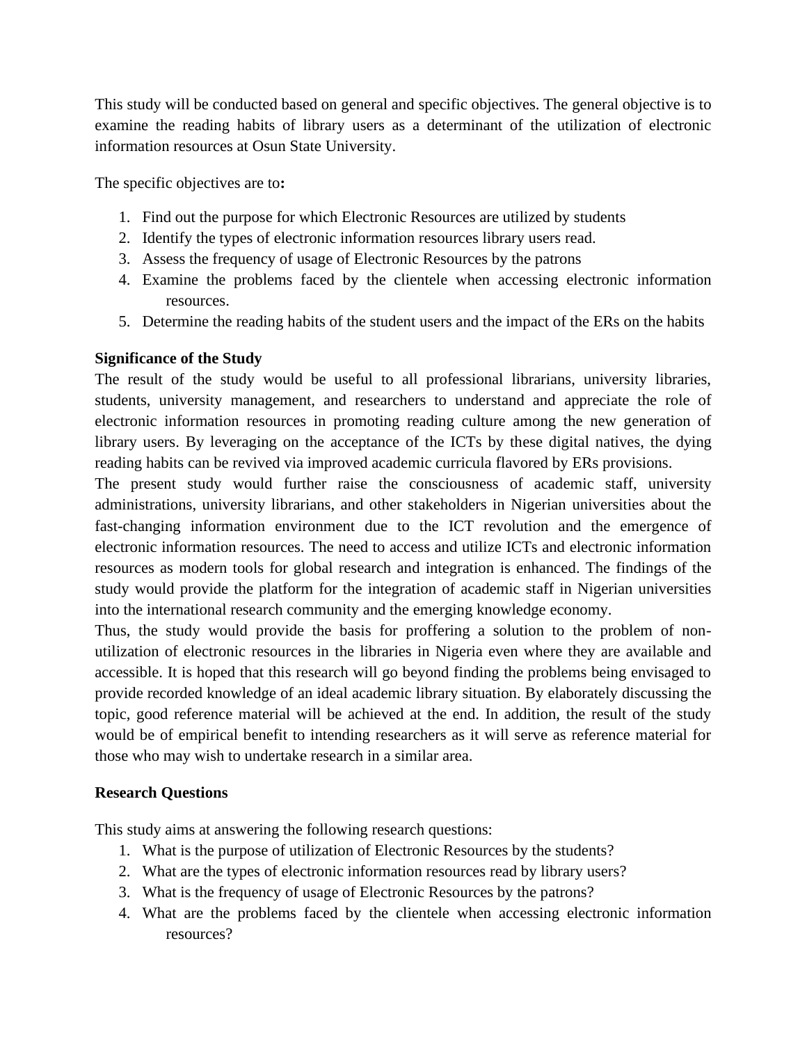This study will be conducted based on general and specific objectives. The general objective is to examine the reading habits of library users as a determinant of the utilization of electronic information resources at Osun State University.

The specific objectives are to**:**

1. Find out the purpose for which Electronic Resources are utilized by students
2. Identify the types of electronic information resources library users read.
3. Assess the frequency of usage of Electronic Resources by the patrons
4. Examine the problems faced by the clientele when accessing electronic information resources.
5. Determine the reading habits of the student users and the impact of the ERs on the habits

**Significance of the Study**

The result of the study would be useful to all professional librarians, university libraries, students, university management, and researchers to understand and appreciate the role of electronic information resources in promoting reading culture among the new generation of library users. By leveraging on the acceptance of the ICTs by these digital natives, the dying reading habits can be revived via improved academic curricula flavored by ERs provisions.

The present study would further raise the consciousness of academic staff, university administrations, university librarians, and other stakeholders in Nigerian universities about the fast-changing information environment due to the ICT revolution and the emergence of electronic information resources. The need to access and utilize ICTs and electronic information resources as modern tools for global research and integration is enhanced. The findings of the study would provide the platform for the integration of academic staff in Nigerian universities into the international research community and the emerging knowledge economy.

Thus, the study would provide the basis for proffering a solution to the problem of non-utilization of electronic resources in the libraries in Nigeria even where they are available and accessible. It is hoped that this research will go beyond finding the problems being envisaged to provide recorded knowledge of an ideal academic library situation. By elaborately discussing the topic, good reference material will be achieved at the end. In addition, the result of the study would be of empirical benefit to intending researchers as it will serve as reference material for those who may wish to undertake research in a similar area.

**Research Questions**

This study aims at answering the following research questions:

1. What is the purpose of utilization of Electronic Resources by the students?
2. What are the types of electronic information resources read by library users?
3. What is the frequency of usage of Electronic Resources by the patrons?
4. What are the problems faced by the clientele when accessing electronic information resources?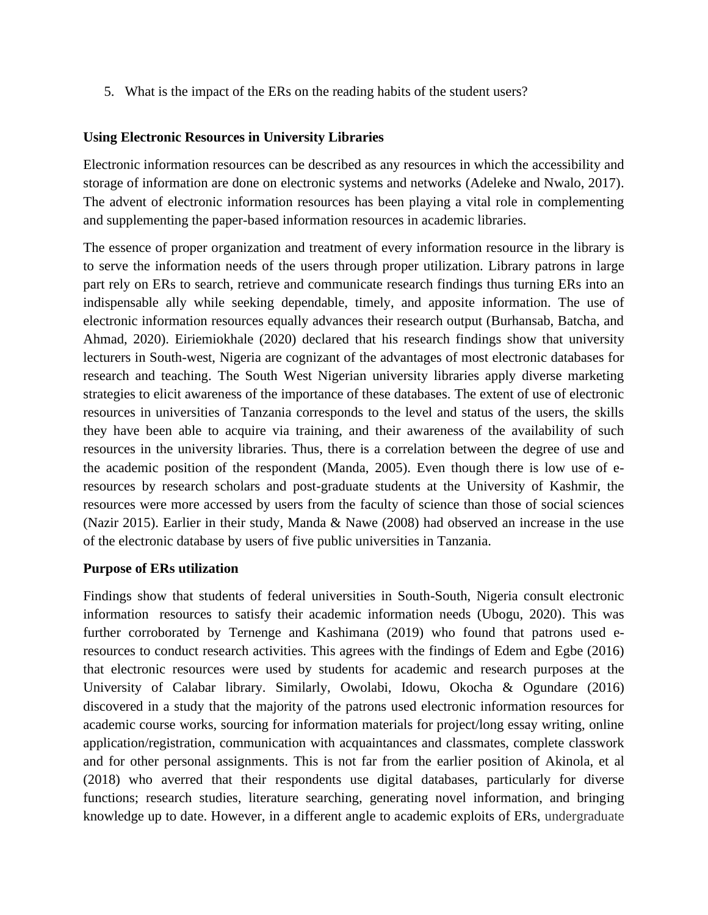5. What is the impact of the ERs on the reading habits of the student users?

**Using Electronic Resources in University Libraries**

Electronic information resources can be described as any resources in which the accessibility and storage of information are done on electronic systems and networks (Adeleke and Nwalo, 2017). The advent of electronic information resources has been playing a vital role in complementing and supplementing the paper-based information resources in academic libraries.

The essence of proper organization and treatment of every information resource in the library is to serve the information needs of the users through proper utilization. Library patrons in large part rely on ERs to search, retrieve and communicate research findings thus turning ERs into an indispensable ally while seeking dependable, timely, and apposite information. The use of electronic information resources equally advances their research output (Burhansab, Batcha, and Ahmad, 2020). Eiriemiokhale (2020) declared that his research findings show that university lecturers in South-west, Nigeria are cognizant of the advantages of most electronic databases for research and teaching. The South West Nigerian university libraries apply diverse marketing strategies to elicit awareness of the importance of these databases. The extent of use of electronic resources in universities of Tanzania corresponds to the level and status of the users, the skills they have been able to acquire via training, and their awareness of the availability of such resources in the university libraries. Thus, there is a correlation between the degree of use and the academic position of the respondent (Manda, 2005). Even though there is low use of e-resources by research scholars and post-graduate students at the University of Kashmir, the resources were more accessed by users from the faculty of science than those of social sciences (Nazir 2015). Earlier in their study, Manda & Nawe (2008) had observed an increase in the use of the electronic database by users of five public universities in Tanzania.

**Purpose of ERs utilization**

Findings show that students of federal universities in South-South, Nigeria consult electronic information resources to satisfy their academic information needs (Ubogu, 2020). This was further corroborated by Ternenge and Kashimana (2019) who found that patrons used e-resources to conduct research activities. This agrees with the findings of Edem and Egbe (2016) that electronic resources were used by students for academic and research purposes at the University of Calabar library. Similarly, Owolabi, Idowu, Okocha & Ogundare (2016) discovered in a study that the majority of the patrons used electronic information resources for academic course works, sourcing for information materials for project/long essay writing, online application/registration, communication with acquaintances and classmates, complete classwork and for other personal assignments. This is not far from the earlier position of Akinola, et al (2018) who averred that their respondents use digital databases, particularly for diverse functions; research studies, literature searching, generating novel information, and bringing knowledge up to date. However, in a different angle to academic exploits of ERs, undergraduate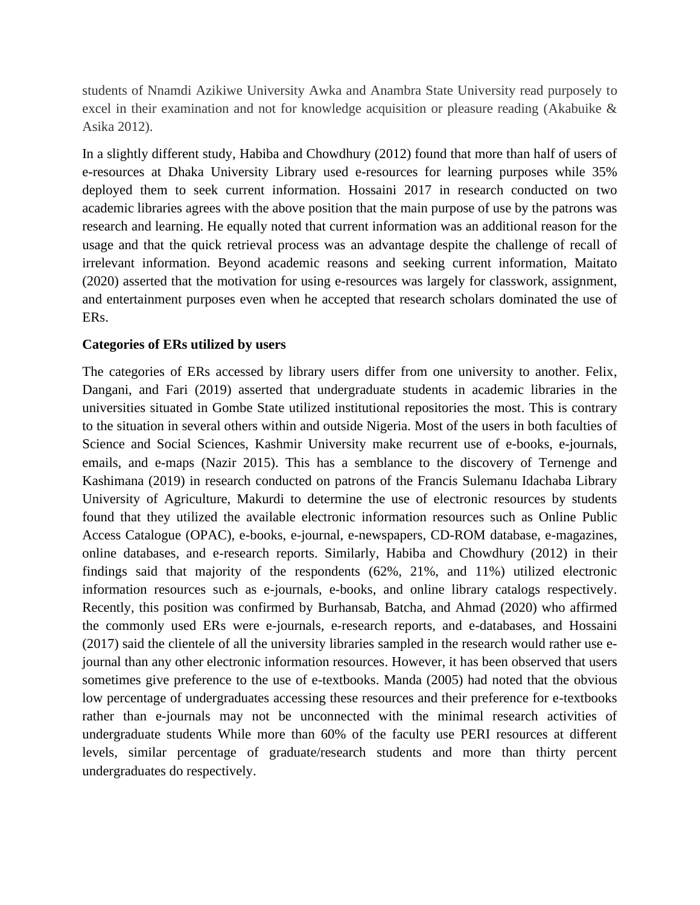students of Nnamdi Azikiwe University Awka and Anambra State University read purposely to excel in their examination and not for knowledge acquisition or pleasure reading (Akabuike & Asika 2012).

In a slightly different study, Habiba and Chowdhury (2012) found that more than half of users of e-resources at Dhaka University Library used e-resources for learning purposes while 35% deployed them to seek current information. Hossaini 2017 in research conducted on two academic libraries agrees with the above position that the main purpose of use by the patrons was research and learning. He equally noted that current information was an additional reason for the usage and that the quick retrieval process was an advantage despite the challenge of recall of irrelevant information. Beyond academic reasons and seeking current information, Maitato (2020) asserted that the motivation for using e-resources was largely for classwork, assignment, and entertainment purposes even when he accepted that research scholars dominated the use of ERs.

**Categories of ERs utilized by users**

The categories of ERs accessed by library users differ from one university to another. Felix, Dangani, and Fari (2019) asserted that undergraduate students in academic libraries in the universities situated in Gombe State utilized institutional repositories the most. This is contrary to the situation in several others within and outside Nigeria. Most of the users in both faculties of Science and Social Sciences, Kashmir University make recurrent use of e-books, e-journals, emails, and e-maps (Nazir 2015). This has a semblance to the discovery of Ternenge and Kashimana (2019) in research conducted on patrons of the Francis Sulemanu Idachaba Library University of Agriculture, Makurdi to determine the use of electronic resources by students found that they utilized the available electronic information resources such as Online Public Access Catalogue (OPAC), e-books, e-journal, e-newspapers, CD-ROM database, e-magazines, online databases, and e-research reports. Similarly, Habiba and Chowdhury (2012) in their findings said that majority of the respondents (62%, 21%, and 11%) utilized electronic information resources such as e-journals, e-books, and online library catalogs respectively. Recently, this position was confirmed by Burhansab, Batcha, and Ahmad (2020) who affirmed the commonly used ERs were e-journals, e-research reports, and e-databases, and Hossaini (2017) said the clientele of all the university libraries sampled in the research would rather use e-journal than any other electronic information resources. However, it has been observed that users sometimes give preference to the use of e-textbooks. Manda (2005) had noted that the obvious low percentage of undergraduates accessing these resources and their preference for e-textbooks rather than e-journals may not be unconnected with the minimal research activities of undergraduate students While more than 60% of the faculty use PERI resources at different levels, similar percentage of graduate/research students and more than thirty percent undergraduates do respectively.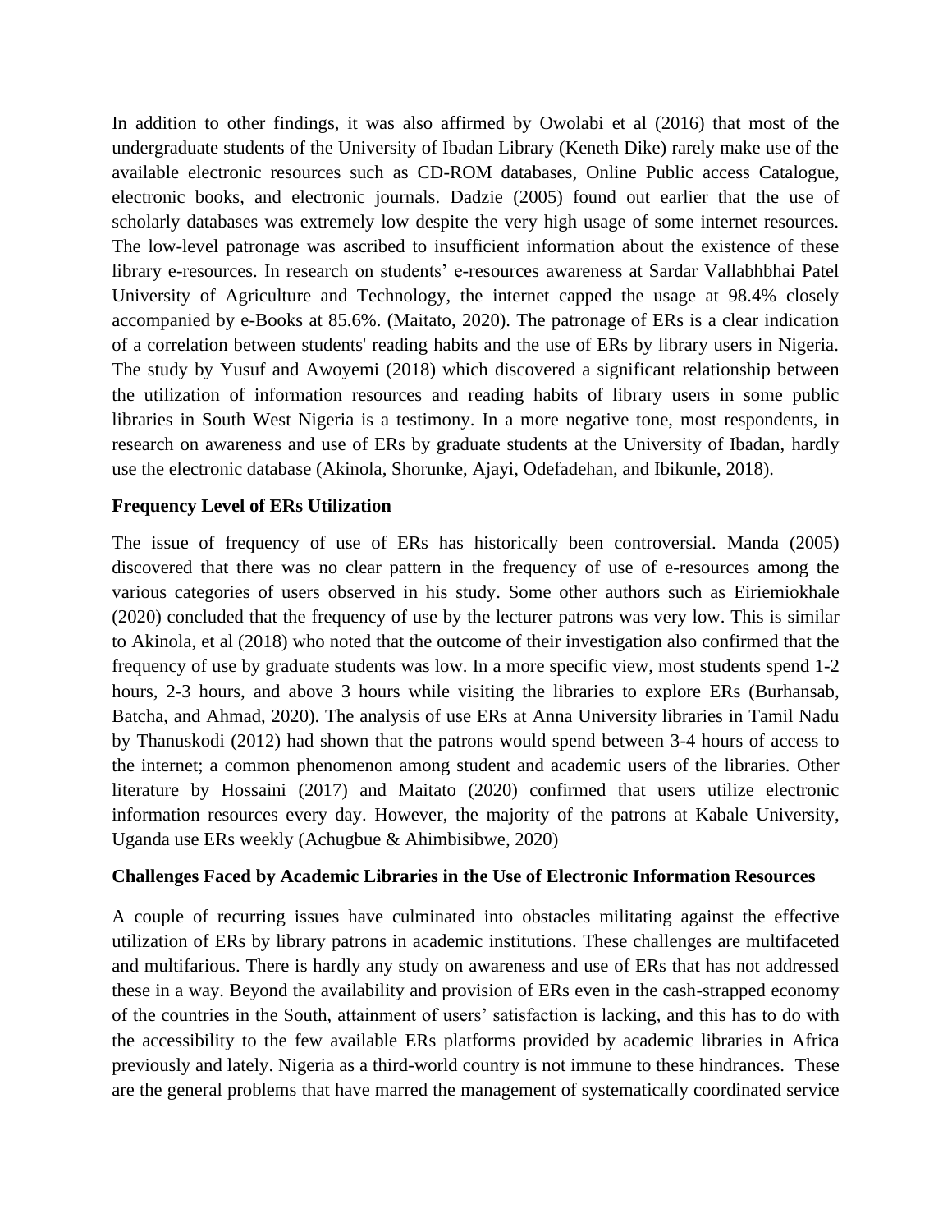In addition to other findings, it was also affirmed by Owolabi et al (2016) that most of the undergraduate students of the University of Ibadan Library (Keneth Dike) rarely make use of the available electronic resources such as CD-ROM databases, Online Public access Catalogue, electronic books, and electronic journals. Dadzie (2005) found out earlier that the use of scholarly databases was extremely low despite the very high usage of some internet resources. The low-level patronage was ascribed to insufficient information about the existence of these library e-resources. In research on students' e-resources awareness at Sardar Vallabhbhai Patel University of Agriculture and Technology, the internet capped the usage at 98.4% closely accompanied by e-Books at 85.6%. (Maitato, 2020). The patronage of ERs is a clear indication of a correlation between students' reading habits and the use of ERs by library users in Nigeria. The study by Yusuf and Awoyemi (2018) which discovered a significant relationship between the utilization of information resources and reading habits of library users in some public libraries in South West Nigeria is a testimony. In a more negative tone, most respondents, in research on awareness and use of ERs by graduate students at the University of Ibadan, hardly use the electronic database (Akinola, Shorunke, Ajayi, Odefadehan, and Ibikunle, 2018).

**Frequency Level of ERs Utilization**

The issue of frequency of use of ERs has historically been controversial. Manda (2005) discovered that there was no clear pattern in the frequency of use of e-resources among the various categories of users observed in his study. Some other authors such as Eiriemiokhale (2020) concluded that the frequency of use by the lecturer patrons was very low. This is similar to Akinola, et al (2018) who noted that the outcome of their investigation also confirmed that the frequency of use by graduate students was low. In a more specific view, most students spend 1-2 hours, 2-3 hours, and above 3 hours while visiting the libraries to explore ERs (Burhansab, Batcha, and Ahmad, 2020). The analysis of use ERs at Anna University libraries in Tamil Nadu by Thanuskodi (2012) had shown that the patrons would spend between 3-4 hours of access to the internet; a common phenomenon among student and academic users of the libraries. Other literature by Hossaini (2017) and Maitato (2020) confirmed that users utilize electronic information resources every day. However, the majority of the patrons at Kabale University, Uganda use ERs weekly (Achugbue & Ahimbisibwe, 2020)

**Challenges Faced by Academic Libraries in the Use of Electronic Information Resources**

A couple of recurring issues have culminated into obstacles militating against the effective utilization of ERs by library patrons in academic institutions. These challenges are multifaceted and multifarious. There is hardly any study on awareness and use of ERs that has not addressed these in a way. Beyond the availability and provision of ERs even in the cash-strapped economy of the countries in the South, attainment of users' satisfaction is lacking, and this has to do with the accessibility to the few available ERs platforms provided by academic libraries in Africa previously and lately. Nigeria as a third-world country is not immune to these hindrances. These are the general problems that have marred the management of systematically coordinated service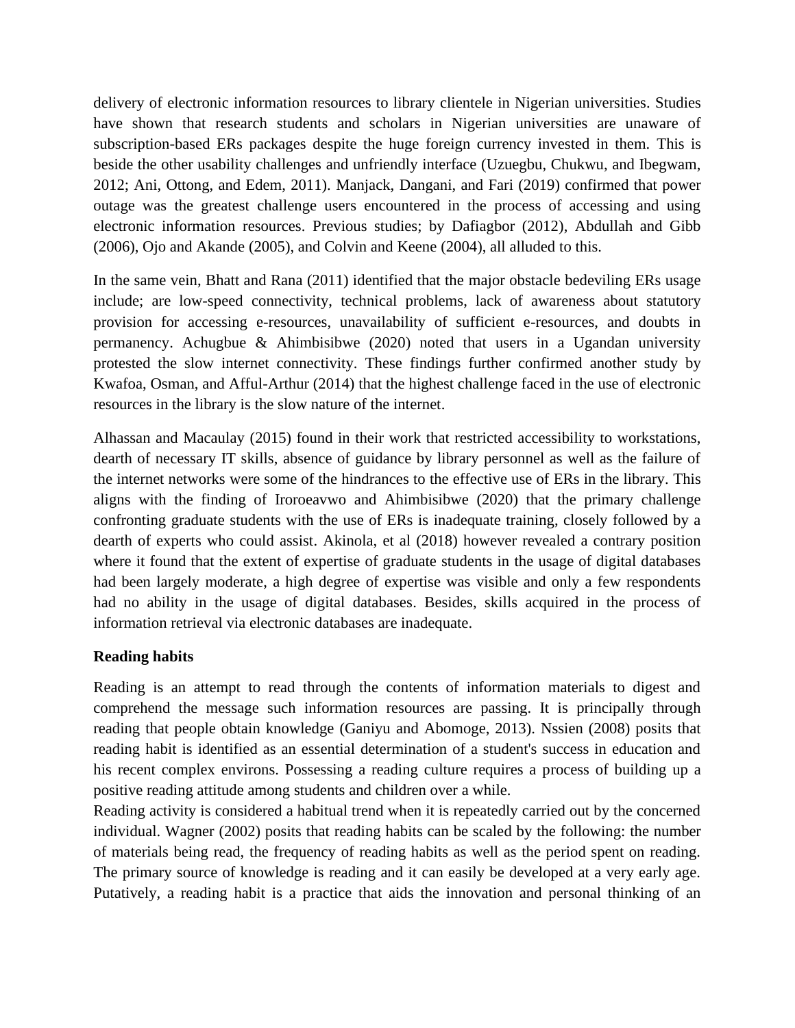delivery of electronic information resources to library clientele in Nigerian universities. Studies have shown that research students and scholars in Nigerian universities are unaware of subscription-based ERs packages despite the huge foreign currency invested in them. This is beside the other usability challenges and unfriendly interface (Uzuegbu, Chukwu, and Ibegwam, 2012; Ani, Ottong, and Edem, 2011). Manjack, Dangani, and Fari (2019) confirmed that power outage was the greatest challenge users encountered in the process of accessing and using electronic information resources. Previous studies; by Dafiagbor (2012), Abdullah and Gibb (2006), Ojo and Akande (2005), and Colvin and Keene (2004), all alluded to this.

In the same vein, Bhatt and Rana (2011) identified that the major obstacle bedeviling ERs usage include; are low-speed connectivity, technical problems, lack of awareness about statutory provision for accessing e-resources, unavailability of sufficient e-resources, and doubts in permanency. Achugbue & Ahimbisibwe (2020) noted that users in a Ugandan university protested the slow internet connectivity. These findings further confirmed another study by Kwafoa, Osman, and Afful-Arthur (2014) that the highest challenge faced in the use of electronic resources in the library is the slow nature of the internet.

Alhassan and Macaulay (2015) found in their work that restricted accessibility to workstations, dearth of necessary IT skills, absence of guidance by library personnel as well as the failure of the internet networks were some of the hindrances to the effective use of ERs in the library. This aligns with the finding of Iroroeavwo and Ahimbisibwe (2020) that the primary challenge confronting graduate students with the use of ERs is inadequate training, closely followed by a dearth of experts who could assist. Akinola, et al (2018) however revealed a contrary position where it found that the extent of expertise of graduate students in the usage of digital databases had been largely moderate, a high degree of expertise was visible and only a few respondents had no ability in the usage of digital databases. Besides, skills acquired in the process of information retrieval via electronic databases are inadequate.

**Reading habits**

Reading is an attempt to read through the contents of information materials to digest and comprehend the message such information resources are passing. It is principally through reading that people obtain knowledge (Ganiyu and Abomoge, 2013). Nssien (2008) posits that reading habit is identified as an essential determination of a student's success in education and his recent complex environs. Possessing a reading culture requires a process of building up a positive reading attitude among students and children over a while.

Reading activity is considered a habitual trend when it is repeatedly carried out by the concerned individual. Wagner (2002) posits that reading habits can be scaled by the following: the number of materials being read, the frequency of reading habits as well as the period spent on reading. The primary source of knowledge is reading and it can easily be developed at a very early age. Putatively, a reading habit is a practice that aids the innovation and personal thinking of an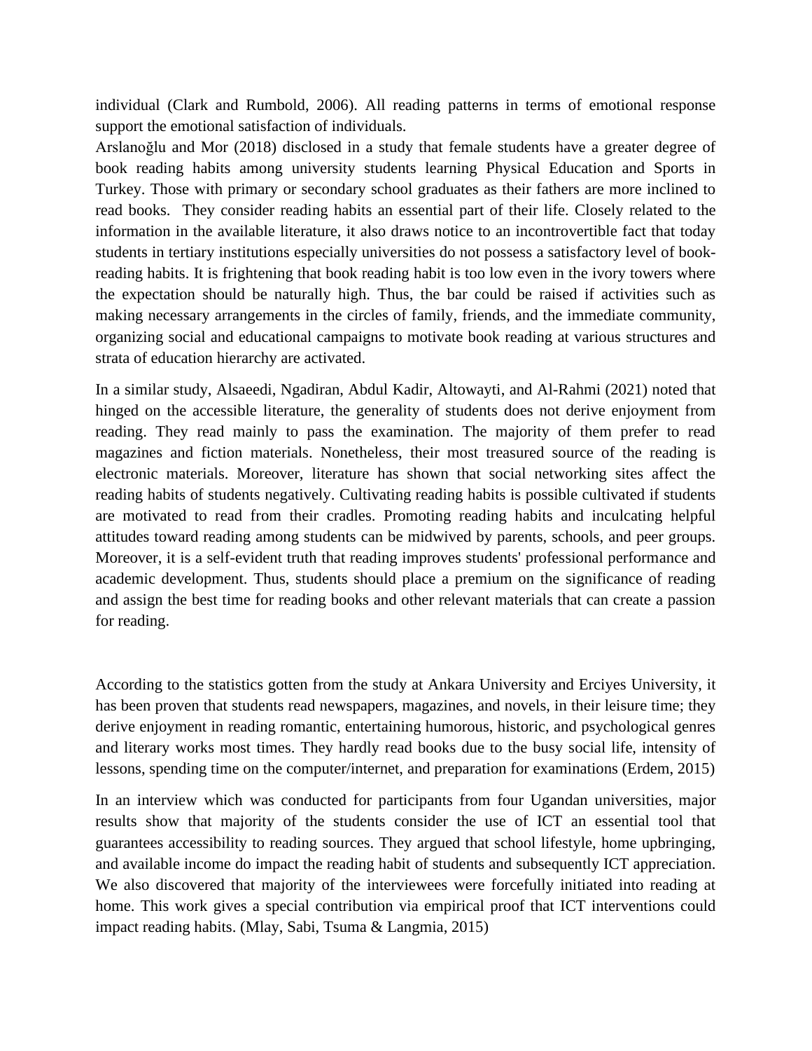individual (Clark and Rumbold, 2006). All reading patterns in terms of emotional response support the emotional satisfaction of individuals.

Arslanoğlu and Mor (2018) disclosed in a study that female students have a greater degree of book reading habits among university students learning Physical Education and Sports in Turkey. Those with primary or secondary school graduates as their fathers are more inclined to read books. They consider reading habits an essential part of their life. Closely related to the information in the available literature, it also draws notice to an incontrovertible fact that today students in tertiary institutions especially universities do not possess a satisfactory level of book-reading habits. It is frightening that book reading habit is too low even in the ivory towers where the expectation should be naturally high. Thus, the bar could be raised if activities such as making necessary arrangements in the circles of family, friends, and the immediate community, organizing social and educational campaigns to motivate book reading at various structures and strata of education hierarchy are activated.

In a similar study, Alsaeedi, Ngadiran, Abdul Kadir, Altowayti, and Al-Rahmi (2021) noted that hinged on the accessible literature, the generality of students does not derive enjoyment from reading. They read mainly to pass the examination. The majority of them prefer to read magazines and fiction materials. Nonetheless, their most treasured source of the reading is electronic materials. Moreover, literature has shown that social networking sites affect the reading habits of students negatively. Cultivating reading habits is possible cultivated if students are motivated to read from their cradles. Promoting reading habits and inculcating helpful attitudes toward reading among students can be midwived by parents, schools, and peer groups. Moreover, it is a self-evident truth that reading improves students' professional performance and academic development. Thus, students should place a premium on the significance of reading and assign the best time for reading books and other relevant materials that can create a passion for reading.

According to the statistics gotten from the study at Ankara University and Erciyes University, it has been proven that students read newspapers, magazines, and novels, in their leisure time; they derive enjoyment in reading romantic, entertaining humorous, historic, and psychological genres and literary works most times. They hardly read books due to the busy social life, intensity of lessons, spending time on the computer/internet, and preparation for examinations (Erdem, 2015)

In an interview which was conducted for participants from four Ugandan universities, major results show that majority of the students consider the use of ICT an essential tool that guarantees accessibility to reading sources. They argued that school lifestyle, home upbringing, and available income do impact the reading habit of students and subsequently ICT appreciation. We also discovered that majority of the interviewees were forcefully initiated into reading at home. This work gives a special contribution via empirical proof that ICT interventions could impact reading habits. (Mlay, Sabi, Tsuma & Langmia, 2015)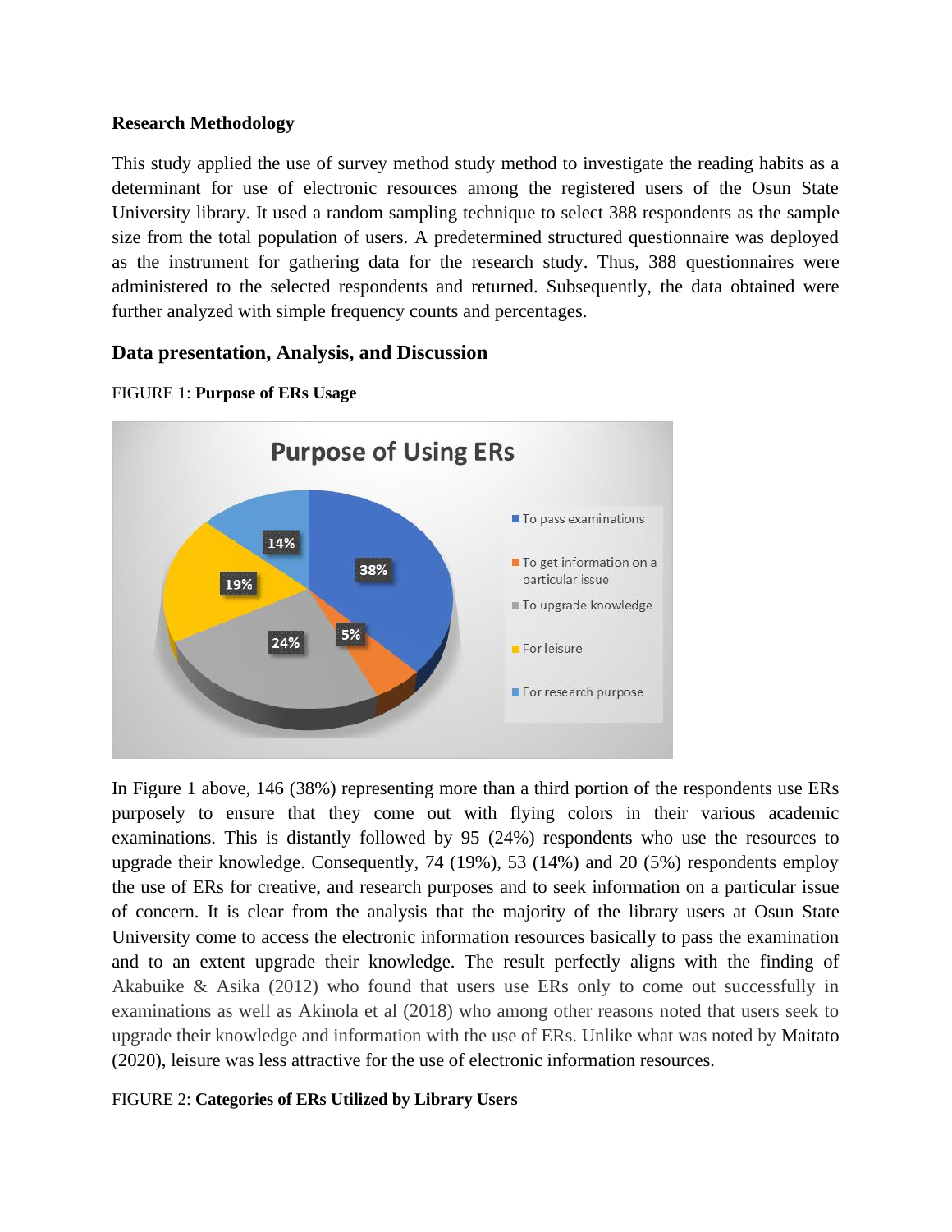**Research Methodology**

This study applied the use of survey method study method to investigate the reading habits as a determinant for use of electronic resources among the registered users of the Osun State University library. It used a random sampling technique to select 388 respondents as the sample size from the total population of users. A predetermined structured questionnaire was deployed as the instrument for gathering data for the research study. Thus, 388 questionnaires were administered to the selected respondents and returned. Subsequently, the data obtained were further analyzed with simple frequency counts and percentages.

## Data presentation, Analysis, and Discussion

FIGURE 1: **Purpose of ERs Usage**

In Figure 1 above, 146 (38%) representing more than a third portion of the respondents use ERs purposely to ensure that they come out with flying colors in their various academic examinations. This is distantly followed by 95 (24%) respondents who use the resources to upgrade their knowledge. Consequently, 74 (19%), 53 (14%) and 20 (5%) respondents employ the use of ERs for creative, and research purposes and to seek information on a particular issue of concern. It is clear from the analysis that the majority of the library users at Osun State University come to access the electronic information resources basically to pass the examination and to an extent upgrade their knowledge. The result perfectly aligns with the finding of Akabuike & Asika (2012) who found that users use ERs only to come out successfully in examinations as well as Akinola et al (2018) who among other reasons noted that users seek to upgrade their knowledge and information with the use of ERs. Unlike what was noted by Maitato (2020), leisure was less attractive for the use of electronic information resources.

FIGURE 2: **Categories of ERs Utilized by Library Users**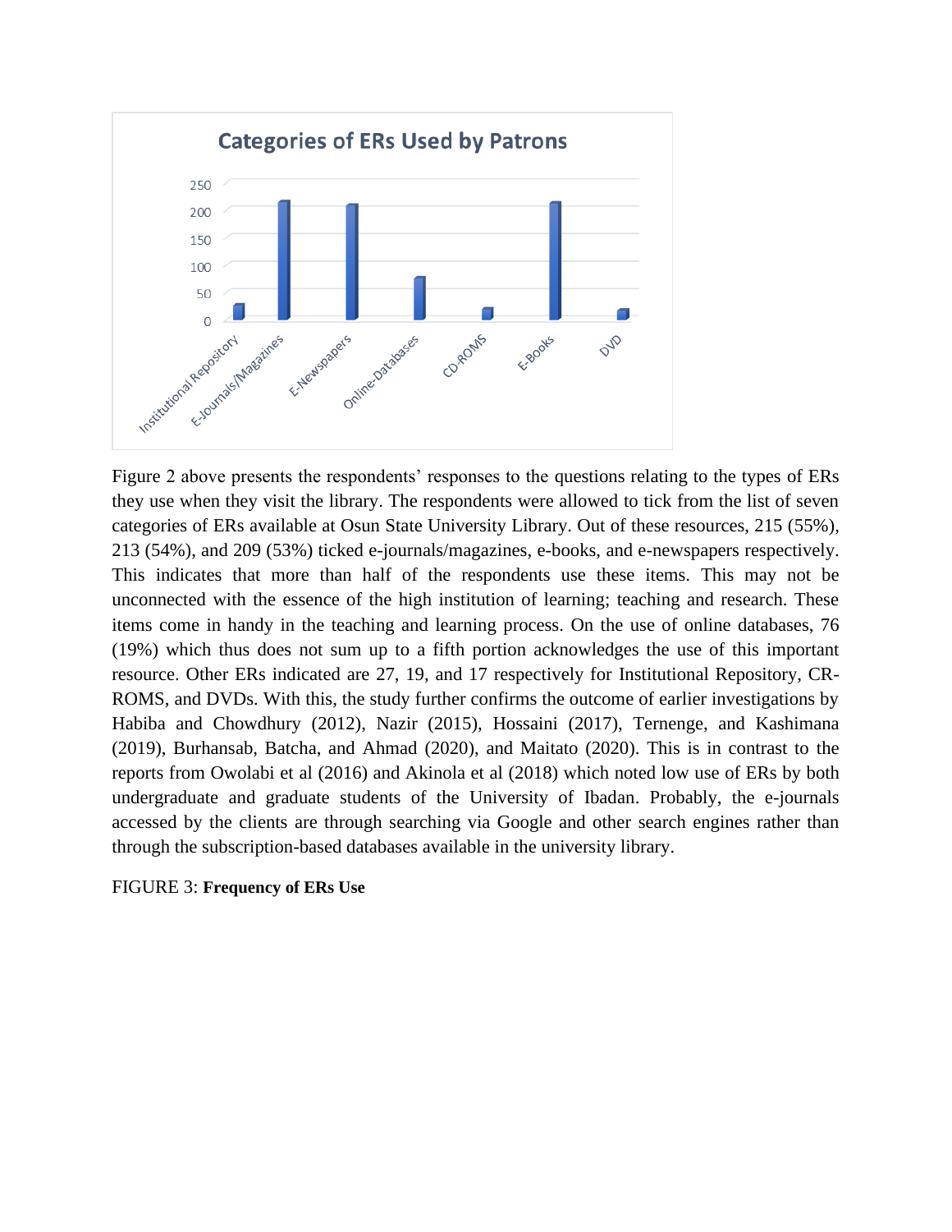**Categories of ERs Used by Patrons**

| Category | Value |
|---|---|
| Institutional Repository | 27 |
| E-Journals/Magazines | 215 |
| E-Newspapers | 209 |
| Online-Databases | 76 |
| CD-ROMS | 19 |
| E-Books | 213 |
| DVD | 17 |

Figure 2 above presents the respondents' responses to the questions relating to the types of ERs they use when they visit the library. The respondents were allowed to tick from the list of seven categories of ERs available at Osun State University Library. Out of these resources, 215 (55%), 213 (54%), and 209 (53%) ticked e-journals/magazines, e-books, and e-newspapers respectively. This indicates that more than half of the respondents use these items. This may not be unconnected with the essence of the high institution of learning; teaching and research. These items come in handy in the teaching and learning process. On the use of online databases, 76 (19%) which thus does not sum up to a fifth portion acknowledges the use of this important resource. Other ERs indicated are 27, 19, and 17 respectively for Institutional Repository, CR-ROMS, and DVDs. With this, the study further confirms the outcome of earlier investigations by Habiba and Chowdhury (2012), Nazir (2015), Hossaini (2017), Ternenge, and Kashimana (2019), Burhansab, Batcha, and Ahmad (2020), and Maitato (2020). This is in contrast to the reports from Owolabi et al (2016) and Akinola et al (2018) which noted low use of ERs by both undergraduate and graduate students of the University of Ibadan. Probably, the e-journals accessed by the clients are through searching via Google and other search engines rather than through the subscription-based databases available in the university library.

FIGURE 3: **Frequency of ERs Use**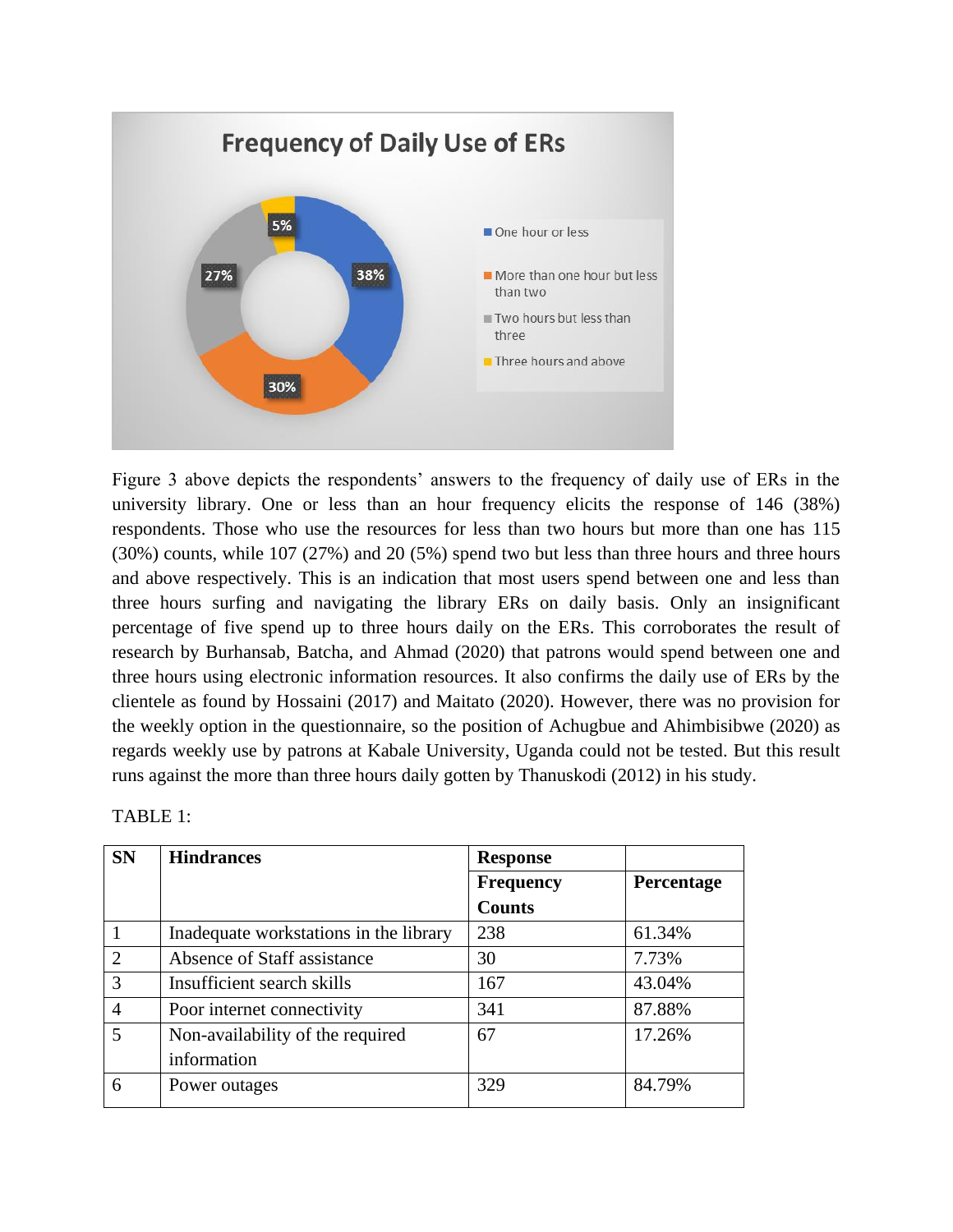Figure 3 above depicts the respondents' answers to the frequency of daily use of ERs in the university library. One or less than an hour frequency elicits the response of 146 (38%) respondents. Those who use the resources for less than two hours but more than one has 115 (30%) counts, while 107 (27%) and 20 (5%) spend two but less than three hours and three hours and above respectively. This is an indication that most users spend between one and less than three hours surfing and navigating the library ERs on daily basis. Only an insignificant percentage of five spend up to three hours daily on the ERs. This corroborates the result of research by Burhansab, Batcha, and Ahmad (2020) that patrons would spend between one and three hours using electronic information resources. It also confirms the daily use of ERs by the clientele as found by Hossaini (2017) and Maitato (2020). However, there was no provision for the weekly option in the questionnaire, so the position of Achugbue and Ahimbisibwe (2020) as regards weekly use by patrons at Kabale University, Uganda could not be tested. But this result runs against the more than three hours daily gotten by Thanuskodi (2012) in his study.

TABLE 1:

| SN | Hindrances | Response Frequency Counts | Percentage |
|---|---|---|---|
| 1 | Inadequate workstations in the library | 238 | 61.34% |
| 2 | Absence of Staff assistance | 30 | 7.73% |
| 3 | Insufficient search skills | 167 | 43.04% |
| 4 | Poor internet connectivity | 341 | 87.88% |
| 5 | Non-availability of the required information | 67 | 17.26% |
| 6 | Power outages | 329 | 84.79% |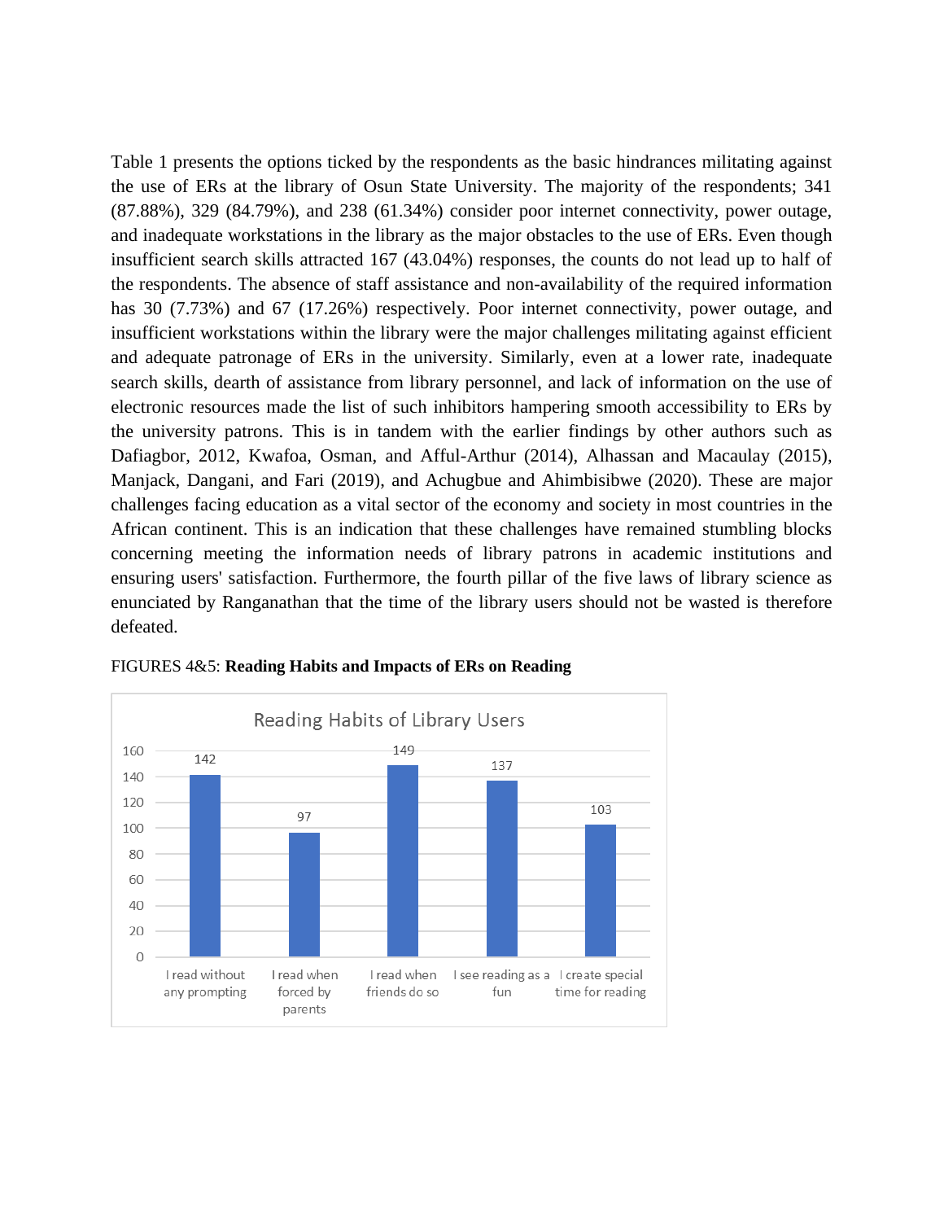Table 1 presents the options ticked by the respondents as the basic hindrances militating against the use of ERs at the library of Osun State University. The majority of the respondents; 341 (87.88%), 329 (84.79%), and 238 (61.34%) consider poor internet connectivity, power outage, and inadequate workstations in the library as the major obstacles to the use of ERs. Even though insufficient search skills attracted 167 (43.04%) responses, the counts do not lead up to half of the respondents. The absence of staff assistance and non-availability of the required information has 30 (7.73%) and 67 (17.26%) respectively. Poor internet connectivity, power outage, and insufficient workstations within the library were the major challenges militating against efficient and adequate patronage of ERs in the university. Similarly, even at a lower rate, inadequate search skills, dearth of assistance from library personnel, and lack of information on the use of electronic resources made the list of such inhibitors hampering smooth accessibility to ERs by the university patrons. This is in tandem with the earlier findings by other authors such as Dafiagbor, 2012, Kwafoa, Osman, and Afful-Arthur (2014), Alhassan and Macaulay (2015), Manjack, Dangani, and Fari (2019), and Achugbue and Ahimbisibwe (2020). These are major challenges facing education as a vital sector of the economy and society in most countries in the African continent. This is an indication that these challenges have remained stumbling blocks concerning meeting the information needs of library patrons in academic institutions and ensuring users' satisfaction. Furthermore, the fourth pillar of the five laws of library science as enunciated by Ranganathan that the time of the library users should not be wasted is therefore defeated.

FIGURES 4&5: **Reading Habits and Impacts of ERs on Reading**

Reading Habits of Library Users

| Reading habit | Count |
|---|---|
| I read without any prompting | 142 |
| I read when forced by parents | 97 |
| I read when friends do so | 149 |
| I see reading as a fun | 137 |
| I create special time for reading | 103 |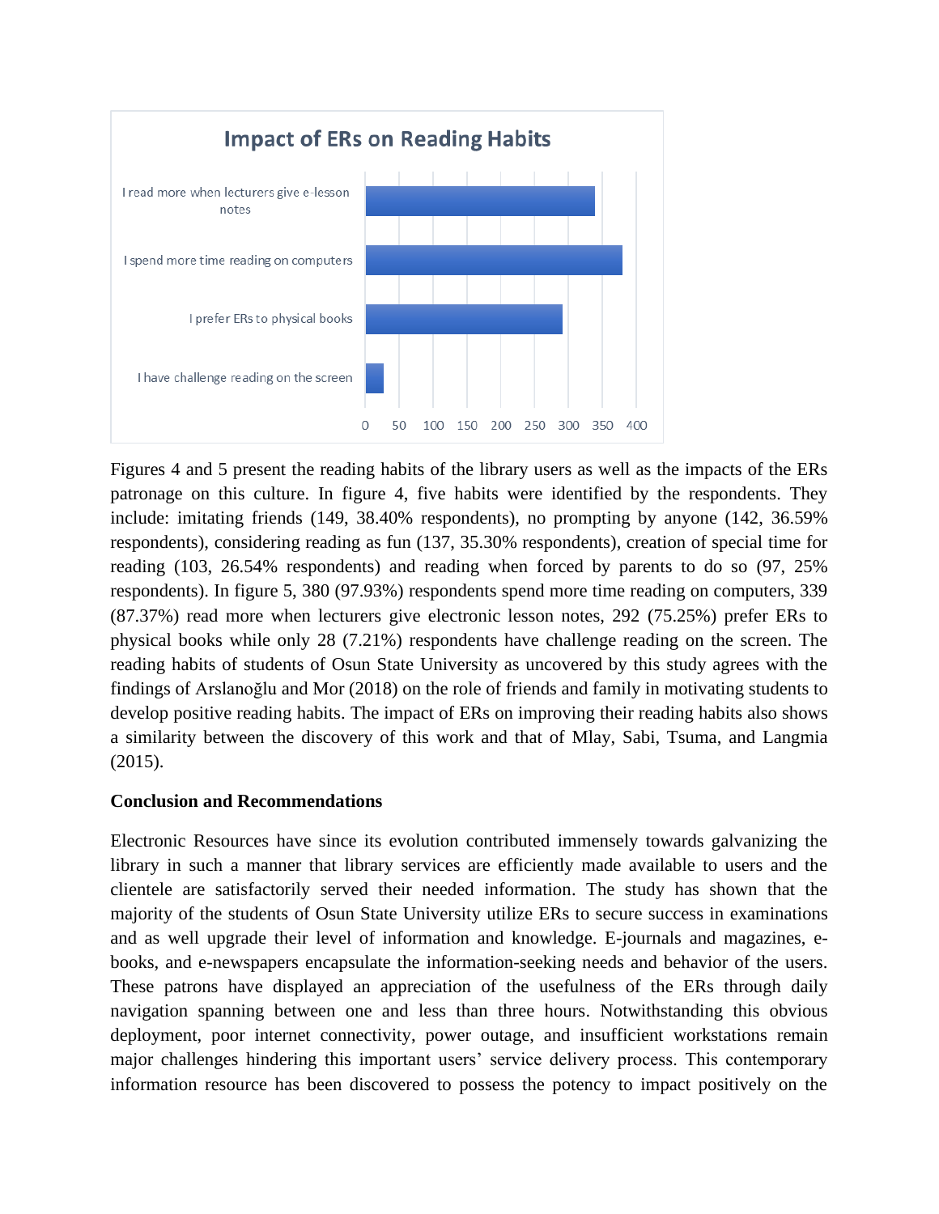Figures 4 and 5 present the reading habits of the library users as well as the impacts of the ERs patronage on this culture. In figure 4, five habits were identified by the respondents. They include: imitating friends (149, 38.40% respondents), no prompting by anyone (142, 36.59% respondents), considering reading as fun (137, 35.30% respondents), creation of special time for reading (103, 26.54% respondents) and reading when forced by parents to do so (97, 25% respondents). In figure 5, 380 (97.93%) respondents spend more time reading on computers, 339 (87.37%) read more when lecturers give electronic lesson notes, 292 (75.25%) prefer ERs to physical books while only 28 (7.21%) respondents have challenge reading on the screen. The reading habits of students of Osun State University as uncovered by this study agrees with the findings of Arslanoğlu and Mor (2018) on the role of friends and family in motivating students to develop positive reading habits. The impact of ERs on improving their reading habits also shows a similarity between the discovery of this work and that of Mlay, Sabi, Tsuma, and Langmia (2015).

**Conclusion and Recommendations**

Electronic Resources have since its evolution contributed immensely towards galvanizing the library in such a manner that library services are efficiently made available to users and the clientele are satisfactorily served their needed information. The study has shown that the majority of the students of Osun State University utilize ERs to secure success in examinations and as well upgrade their level of information and knowledge. E-journals and magazines, e-books, and e-newspapers encapsulate the information-seeking needs and behavior of the users. These patrons have displayed an appreciation of the usefulness of the ERs through daily navigation spanning between one and less than three hours. Notwithstanding this obvious deployment, poor internet connectivity, power outage, and insufficient workstations remain major challenges hindering this important users' service delivery process. This contemporary information resource has been discovered to possess the potency to impact positively on the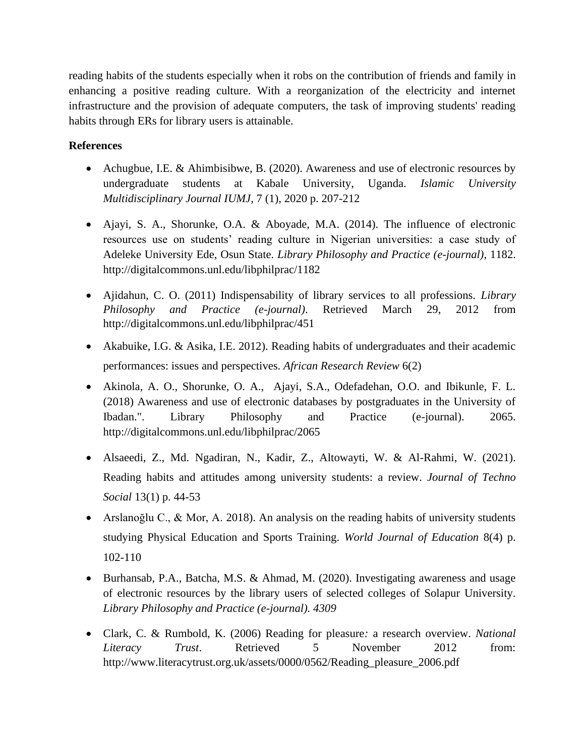reading habits of the students especially when it robs on the contribution of friends and family in enhancing a positive reading culture. With a reorganization of the electricity and internet infrastructure and the provision of adequate computers, the task of improving students' reading habits through ERs for library users is attainable.

**References**

- Achugbue, I.E. & Ahimbisibwe, B. (2020). Awareness and use of electronic resources by undergraduate students at Kabale University, Uganda. *Islamic University Multidisciplinary Journal IUMJ*, 7 (1), 2020 p. 207-212

- Ajayi, S. A., Shorunke, O.A. & Aboyade, M.A. (2014). The influence of electronic resources use on students' reading culture in Nigerian universities: a case study of Adeleke University Ede, Osun State. *Library Philosophy and Practice (e-journal)*, 1182. http://digitalcommons.unl.edu/libphilprac/1182

- Ajidahun, C. O. (2011) Indispensability of library services to all professions. *Library Philosophy and Practice (e-journal)*. Retrieved March 29, 2012 from http://digitalcommons.unl.edu/libphilprac/451

- Akabuike, I.G. & Asika, I.E. 2012). Reading habits of undergraduates and their academic performances: issues and perspectives. *African Research Review* 6(2)

- Akinola, A. O., Shorunke, O. A., Ajayi, S.A., Odefadehan, O.O. and Ibikunle, F. L. (2018) Awareness and use of electronic databases by postgraduates in the University of Ibadan.". Library Philosophy and Practice (e-journal). 2065. http://digitalcommons.unl.edu/libphilprac/2065

- Alsaeedi, Z., Md. Ngadiran, N., Kadir, Z., Altowayti, W. & Al-Rahmi, W. (2021). Reading habits and attitudes among university students: a review. *Journal of Techno Social* 13(1) p. 44-53

- Arslanoğlu C., & Mor, A. 2018). An analysis on the reading habits of university students studying Physical Education and Sports Training. *World Journal of Education* 8(4) p. 102-110

- Burhansab, P.A., Batcha, M.S. & Ahmad, M. (2020). Investigating awareness and usage of electronic resources by the library users of selected colleges of Solapur University. *Library Philosophy and Practice (e-journal). 4309*

- Clark, C. & Rumbold, K. (2006) Reading for pleasure*:* a research overview. *National Literacy Trust*. Retrieved 5 November 2012 from: http://www.literacytrust.org.uk/assets/0000/0562/Reading_pleasure_2006.pdf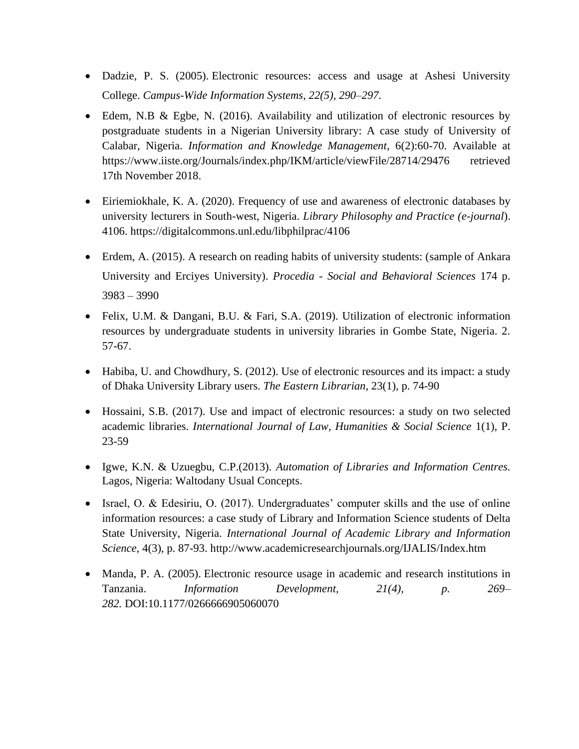- Dadzie, P. S. (2005). Electronic resources: access and usage at Ashesi University College. *Campus-Wide Information Systems, 22(5), 290–297.*
- Edem, N.B & Egbe, N. (2016). Availability and utilization of electronic resources by postgraduate students in a Nigerian University library: A case study of University of Calabar, Nigeria. *Information and Knowledge Management*, 6(2):60-70. Available at https://www.iiste.org/Journals/index.php/IKM/article/viewFile/28714/29476 retrieved 17th November 2018.
- Eiriemiokhale, K. A. (2020). Frequency of use and awareness of electronic databases by university lecturers in South-west, Nigeria. *Library Philosophy and Practice (e-journal*). 4106. https://digitalcommons.unl.edu/libphilprac/4106
- Erdem, A. (2015). A research on reading habits of university students: (sample of Ankara University and Erciyes University). *Procedia - Social and Behavioral Sciences* 174 p. 3983 – 3990
- Felix, U.M. & Dangani, B.U. & Fari, S.A. (2019). Utilization of electronic information resources by undergraduate students in university libraries in Gombe State, Nigeria. 2. 57-67.
- Habiba, U. and Chowdhury, S. (2012). Use of electronic resources and its impact: a study of Dhaka University Library users. *The Eastern Librarian*, 23(1), p. 74-90
- Hossaini, S.B. (2017). Use and impact of electronic resources: a study on two selected academic libraries. *International Journal of Law, Humanities & Social Science* 1(1), P. 23-59
- Igwe, K.N. & Uzuegbu, C.P.(2013). *Automation of Libraries and Information Centres.* Lagos, Nigeria: Waltodany Usual Concepts.
- Israel, O. & Edesiriu, O. (2017). Undergraduates' computer skills and the use of online information resources: a case study of Library and Information Science students of Delta State University, Nigeria. *International Journal of Academic Library and Information Science*, 4(3), p. 87-93. http://www.academicresearchjournals.org/IJALIS/Index.htm
- Manda, P. A. (2005). Electronic resource usage in academic and research institutions in Tanzania. *Information Development, 21(4), p. 269–282.* DOI:10.1177/0266666905060070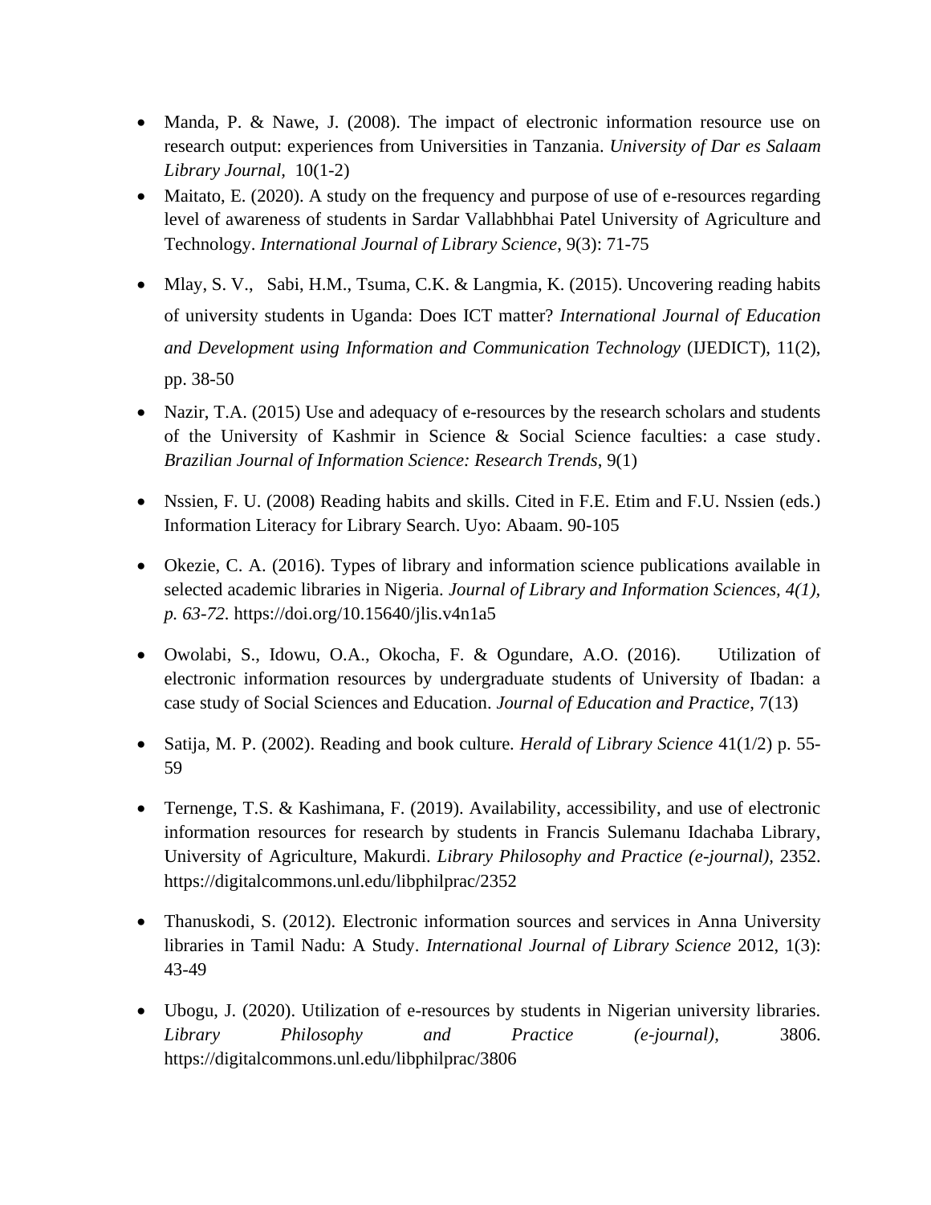- Manda, P. & Nawe, J. (2008). The impact of electronic information resource use on research output: experiences from Universities in Tanzania. *University of Dar es Salaam Library Journal,* 10(1-2)
- Maitato, E. (2020). A study on the frequency and purpose of use of e-resources regarding level of awareness of students in Sardar Vallabhbhai Patel University of Agriculture and Technology. *International Journal of Library Science*, 9(3): 71-75
- Mlay, S. V., Sabi, H.M., Tsuma, C.K. & Langmia, K. (2015). Uncovering reading habits of university students in Uganda: Does ICT matter? *International Journal of Education and Development using Information and Communication Technology* (IJEDICT), 11(2), pp. 38-50
- Nazir, T.A. (2015) Use and adequacy of e-resources by the research scholars and students of the University of Kashmir in Science & Social Science faculties: a case study. *Brazilian Journal of Information Science: Research Trends*, 9(1)
- Nssien, F. U. (2008) Reading habits and skills. Cited in F.E. Etim and F.U. Nssien (eds.) Information Literacy for Library Search. Uyo: Abaam. 90-105
- Okezie, C. A. (2016). Types of library and information science publications available in selected academic libraries in Nigeria. *Journal of Library and Information Sciences, 4(1), p. 63-72.* https://doi.org/10.15640/jlis.v4n1a5
- Owolabi, S., Idowu, O.A., Okocha, F. & Ogundare, A.O. (2016). Utilization of electronic information resources by undergraduate students of University of Ibadan: a case study of Social Sciences and Education. *Journal of Education and Practice*, 7(13)
- Satija, M. P. (2002). Reading and book culture. *Herald of Library Science* 41(1/2) p. 55-59
- Ternenge, T.S. & Kashimana, F. (2019). Availability, accessibility, and use of electronic information resources for research by students in Francis Sulemanu Idachaba Library, University of Agriculture, Makurdi. *Library Philosophy and Practice (e-journal)*, 2352. https://digitalcommons.unl.edu/libphilprac/2352
- Thanuskodi, S. (2012). Electronic information sources and services in Anna University libraries in Tamil Nadu: A Study. *International Journal of Library Science* 2012, 1(3): 43-49
- Ubogu, J. (2020). Utilization of e-resources by students in Nigerian university libraries. *Library Philosophy and Practice (e-journal),* 3806. https://digitalcommons.unl.edu/libphilprac/3806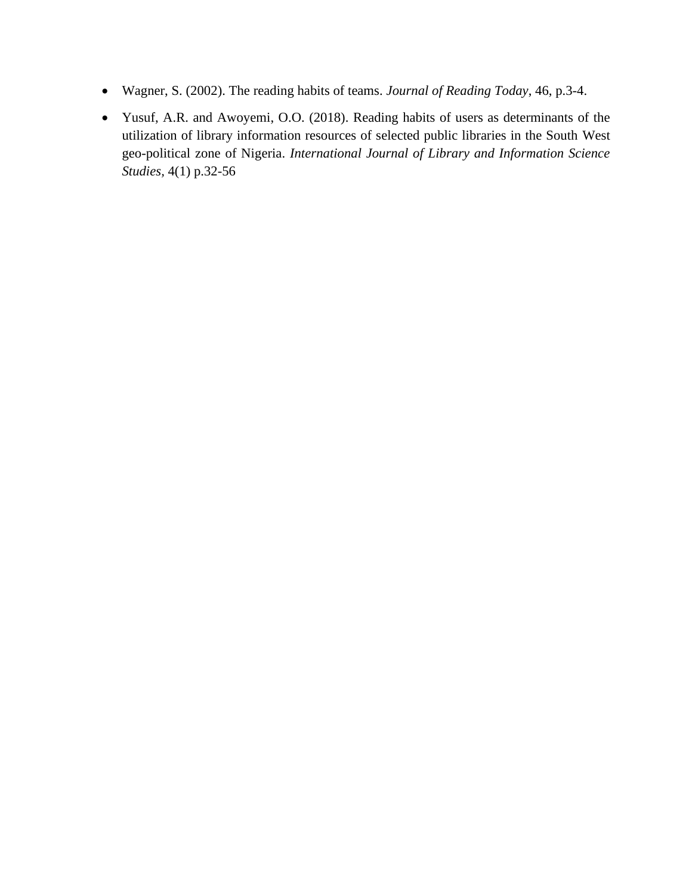- Wagner, S. (2002). The reading habits of teams. *Journal of Reading Today*, 46, p.3-4.
- Yusuf, A.R. and Awoyemi, O.O. (2018). Reading habits of users as determinants of the utilization of library information resources of selected public libraries in the South West geo-political zone of Nigeria. *International Journal of Library and Information Science Studies,* 4(1) p.32-56